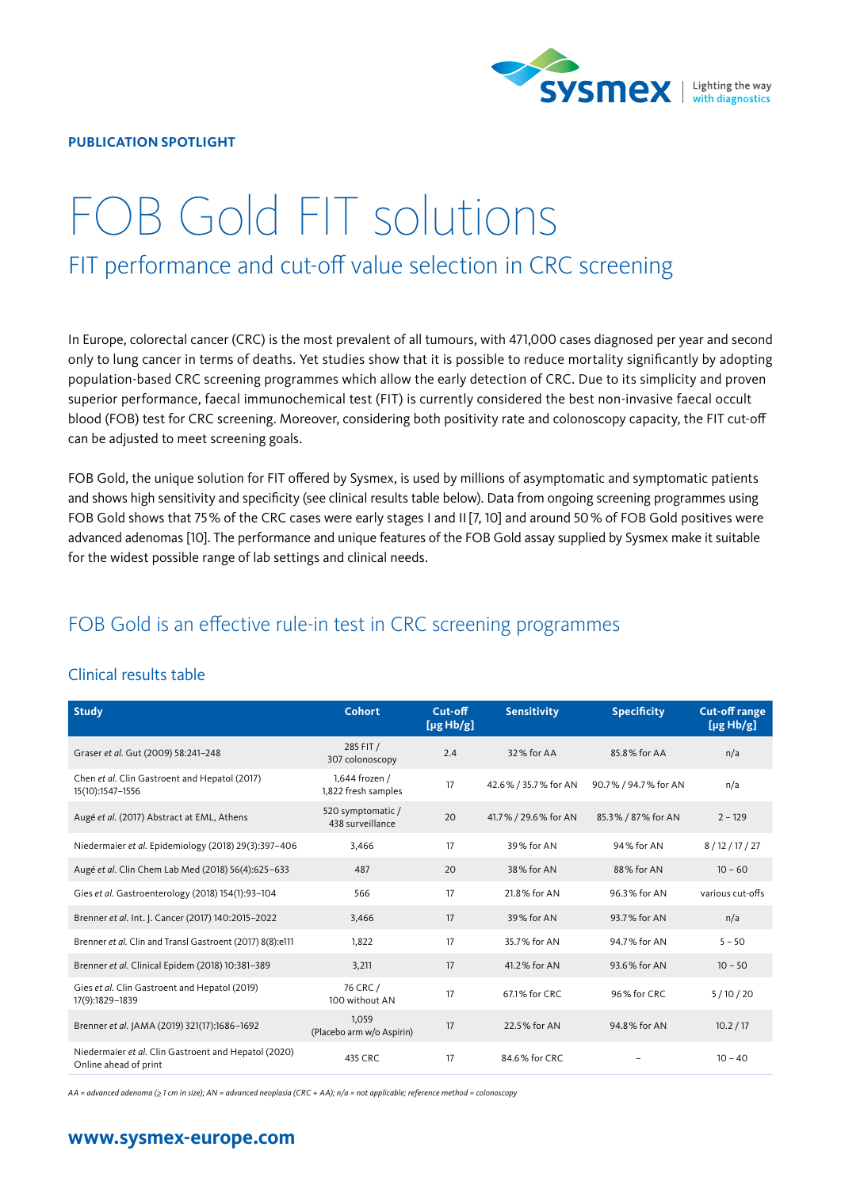**PUBLICATION SPOTLIGHT**

# FOB Gold FIT solutions

## FIT performance and cut-off value selection in CRC screening

In Europe, colorectal cancer (CRC) is the most prevalent of all tumours, with 471,000 cases diagnosed per year and second only to lung cancer in terms of deaths. Yet studies show that it is possible to reduce mortality significantly by adopting population-based CRC screening programmes which allow the early detection of CRC. Due to its simplicity and proven superior performance, faecal immunochemical test (FIT) is currently considered the best non-invasive faecal occult blood (FOB) test for CRC screening. Moreover, considering both positivity rate and colonoscopy capacity, the FIT cut-off can be adjusted to meet screening goals.

FOB Gold, the unique solution for FIT offered by Sysmex, is used by millions of asymptomatic and symptomatic patients and shows high sensitivity and specificity (see clinical results table below). Data from ongoing screening programmes using FOB Gold shows that 75 % of the CRC cases were early stages I and II [7, 10] and around 50 % of FOB Gold positives were advanced adenomas [10]. The performance and unique features of the FOB Gold assay supplied by Sysmex make it suitable for the widest possible range of lab settings and clinical needs.

## FOB Gold is an effective rule-in test in CRC screening programmes

### Clinical results table

| Study | Cohort | Cut-off [µg Hb/g] | Sensitivity | Specificity | Cut-off range [µg Hb/g] |
|---|---|---|---|---|---|
| Graser *et al.* Gut (2009) 58:241–248 | 285 FIT / 307 colonoscopy | 2.4 | 32 % for AA | 85.8 % for AA | n/a |
| Chen *et al.* Clin Gastroent and Hepatol (2017) 15(10):1547–1556 | 1,644 frozen / 1,822 fresh samples | 17 | 42.6 % / 35.7 % for AN | 90.7 % / 94.7 % for AN | n/a |
| Augé *et al.* (2017) Abstract at EML, Athens | 520 symptomatic / 438 surveillance | 20 | 41.7 % / 29.6 % for AN | 85.3 % / 87 % for AN | 2 – 129 |
| Niedermaier *et al.* Epidemiology (2018) 29(3):397–406 | 3,466 | 17 | 39 % for AN | 94 % for AN | 8 / 12 / 17 / 27 |
| Augé *et al.* Clin Chem Lab Med (2018) 56(4):625–633 | 487 | 20 | 38 % for AN | 88 % for AN | 10 – 60 |
| Gies *et al.* Gastroenterology (2018) 154(1):93–104 | 566 | 17 | 21.8 % for AN | 96.3 % for AN | various cut-offs |
| Brenner *et al.* Int. J. Cancer (2017) 140:2015–2022 | 3,466 | 17 | 39 % for AN | 93.7 % for AN | n/a |
| Brenner *et al.* Clin and Transl Gastroent (2017) 8(8):e111 | 1,822 | 17 | 35.7 % for AN | 94.7 % for AN | 5 – 50 |
| Brenner *et al.* Clinical Epidem (2018) 10:381–389 | 3,211 | 17 | 41.2 % for AN | 93.6 % for AN | 10 – 50 |
| Gies *et al.* Clin Gastroent and Hepatol (2019) 17(9):1829–1839 | 76 CRC / 100 without AN | 17 | 67.1 % for CRC | 96 % for CRC | 5 / 10 / 20 |
| Brenner *et al.* JAMA (2019) 321(17):1686–1692 | 1,059 (Placebo arm w/o Aspirin) | 17 | 22.5 % for AN | 94.8 % for AN | 10.2 / 17 |
| Niedermaier *et al.* Clin Gastroent and Hepatol (2020) Online ahead of print | 435 CRC | 17 | 84.6 % for CRC | – | 10 – 40 |

*AA = advanced adenoma (≥ 1 cm in size); AN = advanced neoplasia (CRC + AA); n/a = not applicable; reference method = colonoscopy*

**www.sysmex-europe.com**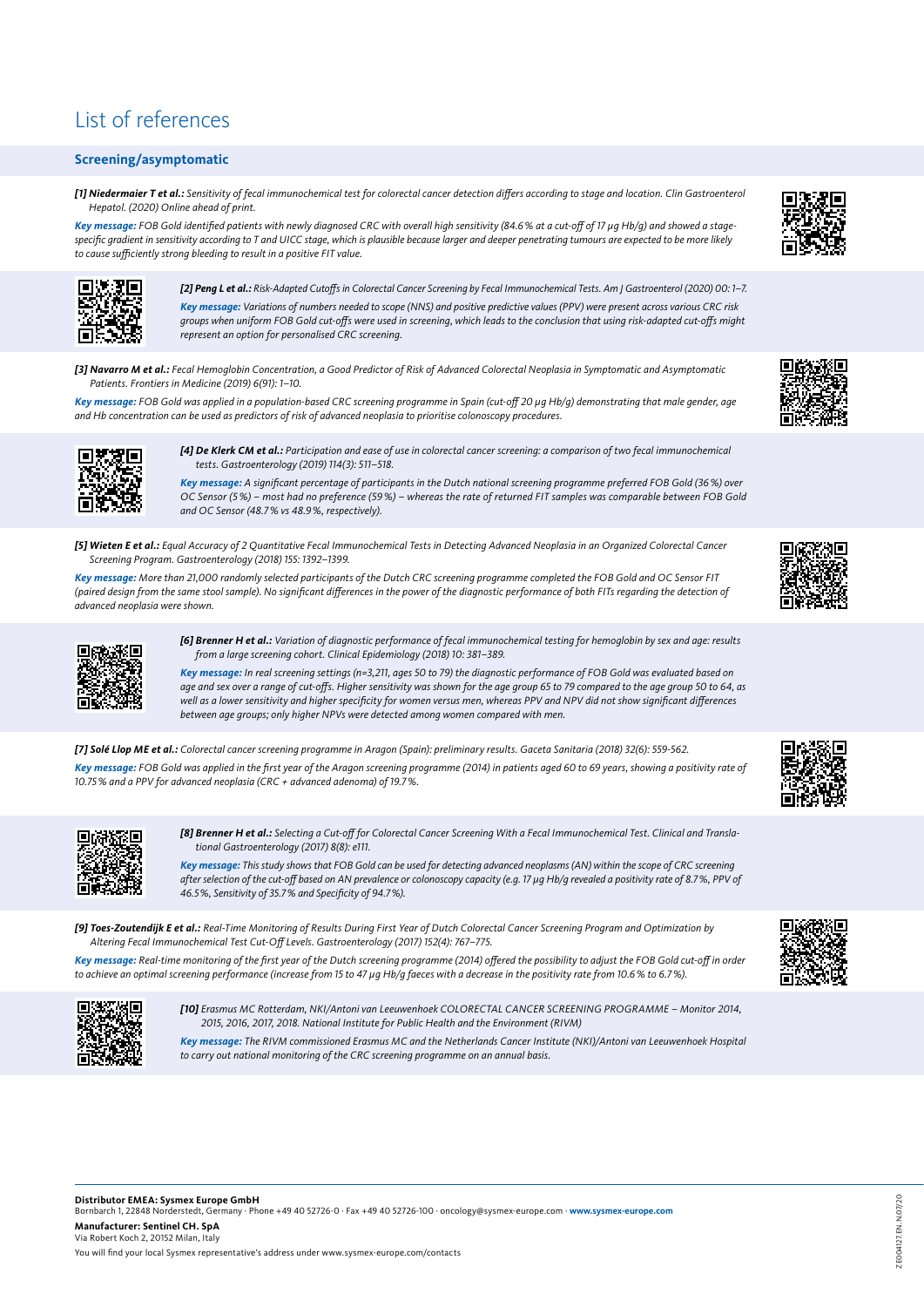# List of references

## Screening/asymptomatic

***[1] Niedermaier T et al.:*** *Sensitivity of fecal immunochemical test for colorectal cancer detection differs according to stage and location. Clin Gastroenterol Hepatol. (2020) Online ahead of print.*

***Key message:*** *FOB Gold identified patients with newly diagnosed CRC with overall high sensitivity (84.6 % at a cut-off of 17 µg Hb/g) and showed a stage-specific gradient in sensitivity according to T and UICC stage, which is plausible because larger and deeper penetrating tumours are expected to be more likely to cause sufficiently strong bleeding to result in a positive FIT value.*

***[2] Peng L et al.:*** *Risk-Adapted Cutoffs in Colorectal Cancer Screening by Fecal Immunochemical Tests. Am J Gastroenterol (2020) 00: 1–7.*

***Key message:*** *Variations of numbers needed to scope (NNS) and positive predictive values (PPV) were present across various CRC risk groups when uniform FOB Gold cut-offs were used in screening, which leads to the conclusion that using risk-adapted cut-offs might represent an option for personalised CRC screening.*

***[3] Navarro M et al.:*** *Fecal Hemoglobin Concentration, a Good Predictor of Risk of Advanced Colorectal Neoplasia in Symptomatic and Asymptomatic Patients. Frontiers in Medicine (2019) 6(91): 1–10.*

***Key message:*** *FOB Gold was applied in a population-based CRC screening programme in Spain (cut-off 20 µg Hb/g) demonstrating that male gender, age and Hb concentration can be used as predictors of risk of advanced neoplasia to prioritise colonoscopy procedures.*

***[4] De Klerk CM et al.:*** *Participation and ease of use in colorectal cancer screening: a comparison of two fecal immunochemical tests. Gastroenterology (2019) 114(3): 511–518.*

***Key message:*** *A significant percentage of participants in the Dutch national screening programme preferred FOB Gold (36 %) over OC Sensor (5 %) – most had no preference (59 %) – whereas the rate of returned FIT samples was comparable between FOB Gold and OC Sensor (48.7 % vs 48.9 %, respectively).*

***[5] Wieten E et al.:*** *Equal Accuracy of 2 Quantitative Fecal Immunochemical Tests in Detecting Advanced Neoplasia in an Organized Colorectal Cancer Screening Program. Gastroenterology (2018) 155: 1392–1399.*

***Key message:*** *More than 21,000 randomly selected participants of the Dutch CRC screening programme completed the FOB Gold and OC Sensor FIT (paired design from the same stool sample). No significant differences in the power of the diagnostic performance of both FITs regarding the detection of advanced neoplasia were shown.*

***[6] Brenner H et al.:*** *Variation of diagnostic performance of fecal immunochemical testing for hemoglobin by sex and age: results from a large screening cohort. Clinical Epidemiology (2018) 10: 381–389.*

***Key message:*** *In real screening settings (n=3,211, ages 50 to 79) the diagnostic performance of FOB Gold was evaluated based on age and sex over a range of cut-offs. Higher sensitivity was shown for the age group 65 to 79 compared to the age group 50 to 64, as well as a lower sensitivity and higher specificity for women versus men, whereas PPV and NPV did not show significant differences between age groups; only higher NPVs were detected among women compared with men.*

***[7] Solé Llop ME et al.:*** *Colorectal cancer screening programme in Aragon (Spain): preliminary results. Gaceta Sanitaria (2018) 32(6): 559-562.*

***Key message:*** *FOB Gold was applied in the first year of the Aragon screening programme (2014) in patients aged 60 to 69 years, showing a positivity rate of 10.75 % and a PPV for advanced neoplasia (CRC + advanced adenoma) of 19.7 %.*

***[8] Brenner H et al.:*** *Selecting a Cut-off for Colorectal Cancer Screening With a Fecal Immunochemical Test. Clinical and Translational Gastroenterology (2017) 8(8): e111.*

***Key message:*** *This study shows that FOB Gold can be used for detecting advanced neoplasms (AN) within the scope of CRC screening after selection of the cut-off based on AN prevalence or colonoscopy capacity (e.g. 17 µg Hb/g revealed a positivity rate of 8.7 %, PPV of 46.5 %, Sensitivity of 35.7 % and Specificity of 94.7 %).*

***[9] Toes-Zoutendijk E et al.:*** *Real-Time Monitoring of Results During First Year of Dutch Colorectal Cancer Screening Program and Optimization by Altering Fecal Immunochemical Test Cut-Off Levels. Gastroenterology (2017) 152(4): 767–775.*

***Key message:*** *Real-time monitoring of the first year of the Dutch screening programme (2014) offered the possibility to adjust the FOB Gold cut-off in order to achieve an optimal screening performance (increase from 15 to 47 µg Hb/g faeces with a decrease in the positivity rate from 10.6 % to 6.7 %).*

***[10]*** *Erasmus MC Rotterdam, NKI/Antoni van Leeuwenhoek COLORECTAL CANCER SCREENING PROGRAMME – Monitor 2014, 2015, 2016, 2017, 2018. National Institute for Public Health and the Environment (RIVM)*

***Key message:*** *The RIVM commissioned Erasmus MC and the Netherlands Cancer Institute (NKI)/Antoni van Leeuwenhoek Hospital to carry out national monitoring of the CRC screening programme on an annual basis.*

---

**Distributor EMEA: Sysmex Europe GmbH**
Bornbarch 1, 22848 Norderstedt, Germany · Phone +49 40 52726-0 · Fax +49 40 52726-100 · oncology@sysmex-europe.com · **www.sysmex-europe.com**

**Manufacturer: Sentinel CH. SpA**
Via Robert Koch 2, 20152 Milan, Italy

You will find your local Sysmex representative's address under www.sysmex-europe.com/contacts

ZE004127.EN. N.07/20